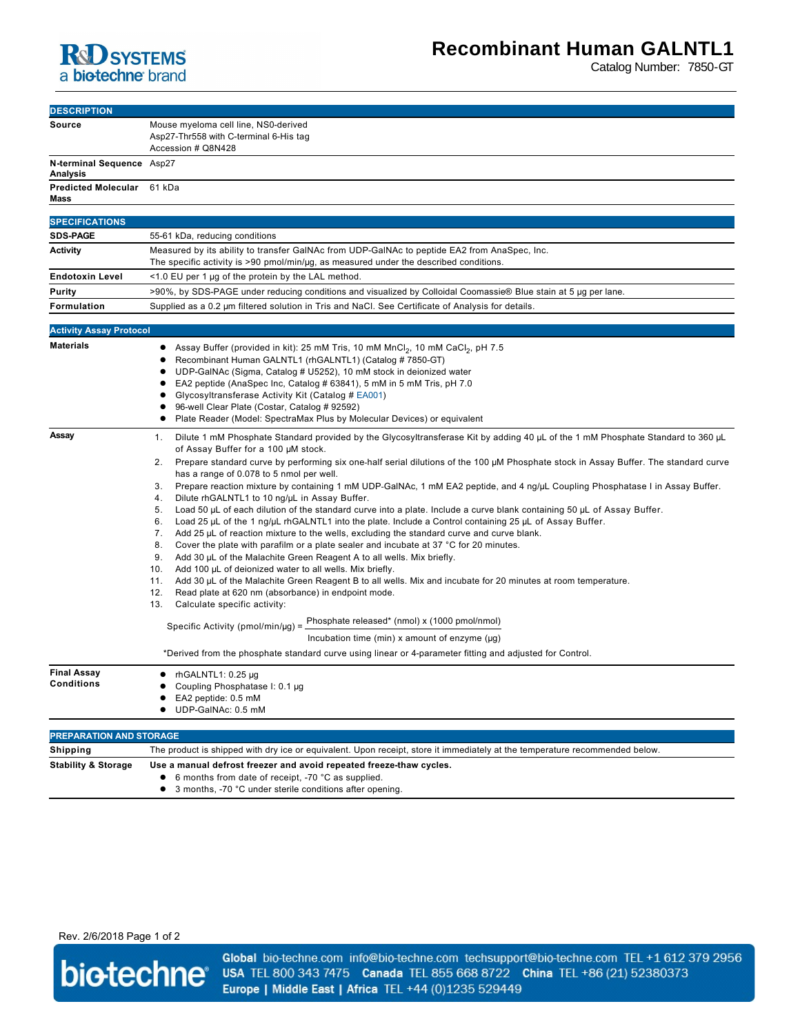R&D SYSTEMS
a bio-techne brand

# Recombinant Human GALNTL1

Catalog Number: 7850-GT

## DESCRIPTION

| | |
|---|---|
| **Source** | Mouse myeloma cell line, NS0-derived<br>Asp27-Thr558 with C-terminal 6-His tag<br>Accession # Q8N428 |
| **N-terminal Sequence Analysis** | Asp27 |
| **Predicted Molecular Mass** | 61 kDa |

## SPECIFICATIONS

| | |
|---|---|
| **SDS-PAGE** | 55-61 kDa, reducing conditions |
| **Activity** | Measured by its ability to transfer GalNAc from UDP-GalNAc to peptide EA2 from AnaSpec, Inc.<br>The specific activity is >90 pmol/min/µg, as measured under the described conditions. |
| **Endotoxin Level** | <1.0 EU per 1 µg of the protein by the LAL method. |
| **Purity** | >90%, by SDS-PAGE under reducing conditions and visualized by Colloidal Coomassie® Blue stain at 5 µg per lane. |
| **Formulation** | Supplied as a 0.2 µm filtered solution in Tris and NaCl. See Certificate of Analysis for details. |

## Activity Assay Protocol

**Materials**

- Assay Buffer (provided in kit): 25 mM Tris, 10 mM $MnCl_2$, 10 mM $CaCl_2$, pH 7.5
- Recombinant Human GALNTL1 (rhGALNTL1) (Catalog # 7850-GT)
- UDP-GalNAc (Sigma, Catalog # U5252), 10 mM stock in deionized water
- EA2 peptide (AnaSpec Inc, Catalog # 63841), 5 mM in 5 mM Tris, pH 7.0
- Glycosyltransferase Activity Kit (Catalog # EA001)
- 96-well Clear Plate (Costar, Catalog # 92592)
- Plate Reader (Model: SpectraMax Plus by Molecular Devices) or equivalent

**Assay**

1. Dilute 1 mM Phosphate Standard provided by the Glycosyltransferase Kit by adding 40 µL of the 1 mM Phosphate Standard to 360 µL of Assay Buffer for a 100 µM stock.
2. Prepare standard curve by performing six one-half serial dilutions of the 100 µM Phosphate stock in Assay Buffer. The standard curve has a range of 0.078 to 5 nmol per well.
3. Prepare reaction mixture by containing 1 mM UDP-GalNAc, 1 mM EA2 peptide, and 4 ng/µL Coupling Phosphatase I in Assay Buffer.
4. Dilute rhGALNTL1 to 10 ng/µL in Assay Buffer.
5. Load 50 µL of each dilution of the standard curve into a plate. Include a curve blank containing 50 µL of Assay Buffer.
6. Load 25 µL of the 1 ng/µL rhGALNTL1 into the plate. Include a Control containing 25 µL of Assay Buffer.
7. Add 25 µL of reaction mixture to the wells, excluding the standard curve and curve blank.
8. Cover the plate with parafilm or a plate sealer and incubate at 37 °C for 20 minutes.
9. Add 30 µL of the Malachite Green Reagent A to all wells. Mix briefly.
10. Add 100 µL of deionized water to all wells. Mix briefly.
11. Add 30 µL of the Malachite Green Reagent B to all wells. Mix and incubate for 20 minutes at room temperature.
12. Read plate at 620 nm (absorbance) in endpoint mode.
13. Calculate specific activity:

$$\text{Specific Activity (pmol/min/µg)} = \frac{\text{Phosphate released* (nmol)} \times \text{(1000 pmol/nmol)}}{\text{Incubation time (min)} \times \text{amount of enzyme (µg)}}$$

*Derived from the phosphate standard curve using linear or 4-parameter fitting and adjusted for Control.

**Final Assay Conditions**

- rhGALNTL1: 0.25 µg
- Coupling Phosphatase I: 0.1 µg
- EA2 peptide: 0.5 mM
- UDP-GalNAc: 0.5 mM

## PREPARATION AND STORAGE

**Shipping**

The product is shipped with dry ice or equivalent. Upon receipt, store it immediately at the temperature recommended below.

**Stability & Storage**

**Use a manual defrost freezer and avoid repeated freeze-thaw cycles.**

- 6 months from date of receipt, -70 °C as supplied.
- 3 months, -70 °C under sterile conditions after opening.

Rev. 2/6/2018

bio-techne®

**Global** bio-techne.com info@bio-techne.com techsupport@bio-techne.com TEL +1 612 379 2956
**USA** TEL 800 343 7475 **Canada** TEL 855 668 8722 **China** TEL +86 (21) 52380373
**Europe | Middle East | Africa** TEL +44 (0)1235 529449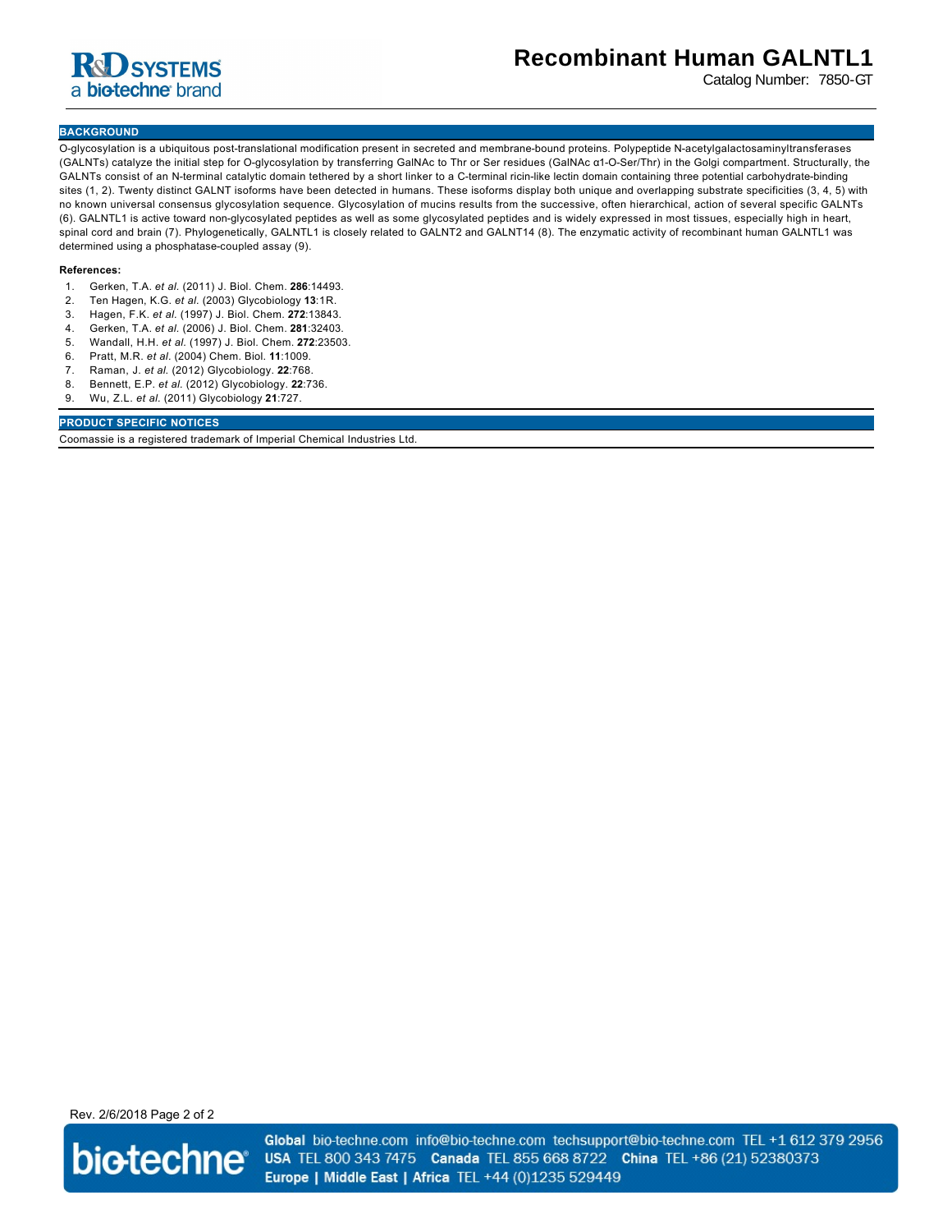# Recombinant Human GALNTL1

Catalog Number: 7850-GT

## BACKGROUND

O-glycosylation is a ubiquitous post-translational modification present in secreted and membrane-bound proteins. Polypeptide N-acetylgalactosaminyltransferases (GALNTs) catalyze the initial step for O-glycosylation by transferring GalNAc to Thr or Ser residues (GalNAc α1-O-Ser/Thr) in the Golgi compartment. Structurally, the GALNTs consist of an N-terminal catalytic domain tethered by a short linker to a C-terminal ricin-like lectin domain containing three potential carbohydrate-binding sites (1, 2). Twenty distinct GALNT isoforms have been detected in humans. These isoforms display both unique and overlapping substrate specificities (3, 4, 5) with no known universal consensus glycosylation sequence. Glycosylation of mucins results from the successive, often hierarchical, action of several specific GALNTs (6). GALNTL1 is active toward non-glycosylated peptides as well as some glycosylated peptides and is widely expressed in most tissues, especially high in heart, spinal cord and brain (7). Phylogenetically, GALNTL1 is closely related to GALNT2 and GALNT14 (8). The enzymatic activity of recombinant human GALNTL1 was determined using a phosphatase-coupled assay (9).

**References:**

1. Gerken, T.A. *et al.* (2011) J. Biol. Chem. **286**:14493.
2. Ten Hagen, K.G. *et al.* (2003) Glycobiology **13**:1R.
3. Hagen, F.K. *et al.* (1997) J. Biol. Chem. **272**:13843.
4. Gerken, T.A. *et al.* (2006) J. Biol. Chem. **281**:32403.
5. Wandall, H.H. *et al.* (1997) J. Biol. Chem. **272**:23503.
6. Pratt, M.R. *et al*. (2004) Chem. Biol. **11**:1009.
7. Raman, J. *et al.* (2012) Glycobiology. **22**:768.
8. Bennett, E.P. *et al.* (2012) Glycobiology. **22**:736.
9. Wu, Z.L. *et al.* (2011) Glycobiology **21**:727.

## PRODUCT SPECIFIC NOTICES

Coomassie is a registered trademark of Imperial Chemical Industries Ltd.

Rev. 2/6/2018

**Global** bio-techne.com info@bio-techne.com techsupport@bio-techne.com TEL +1 612 379 2956
**USA** TEL 800 343 7475 **Canada** TEL 855 668 8722 **China** TEL +86 (21) 52380373
**Europe | Middle East | Africa** TEL +44 (0)1235 529449